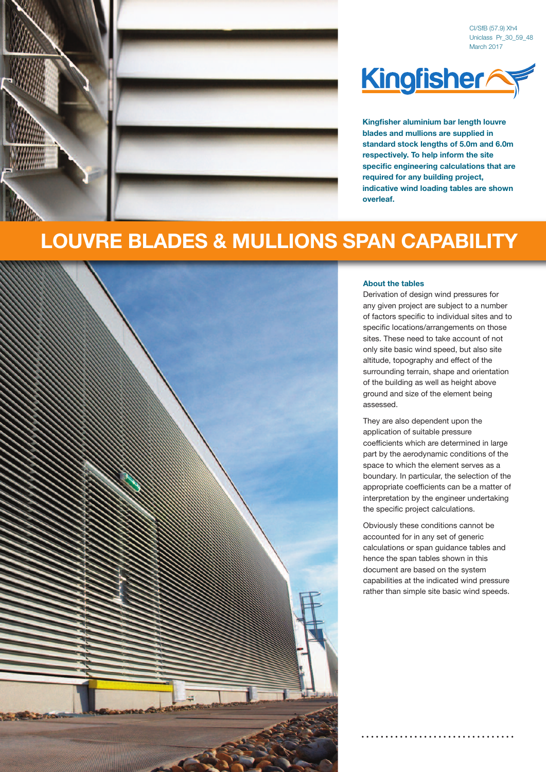CI/SfB (57.9) Xh4
Uniclass Pr_30_59_48
March 2017

Kingfisher

**Kingfisher aluminium bar length louvre blades and mullions are supplied in standard stock lengths of 5.0m and 6.0m respectively. To help inform the site specific engineering calculations that are required for any building project, indicative wind loading tables are shown overleaf.**

# LOUVRE BLADES & MULLIONS SPAN CAPABILITY

### About the tables

Derivation of design wind pressures for any given project are subject to a number of factors specific to individual sites and to specific locations/arrangements on those sites. These need to take account of not only site basic wind speed, but also site altitude, topography and effect of the surrounding terrain, shape and orientation of the building as well as height above ground and size of the element being assessed.

They are also dependent upon the application of suitable pressure coefficients which are determined in large part by the aerodynamic conditions of the space to which the element serves as a boundary. In particular, the selection of the appropriate coefficients can be a matter of interpretation by the engineer undertaking the specific project calculations.

Obviously these conditions cannot be accounted for in any set of generic calculations or span guidance tables and hence the span tables shown in this document are based on the system capabilities at the indicated wind pressure rather than simple site basic wind speeds.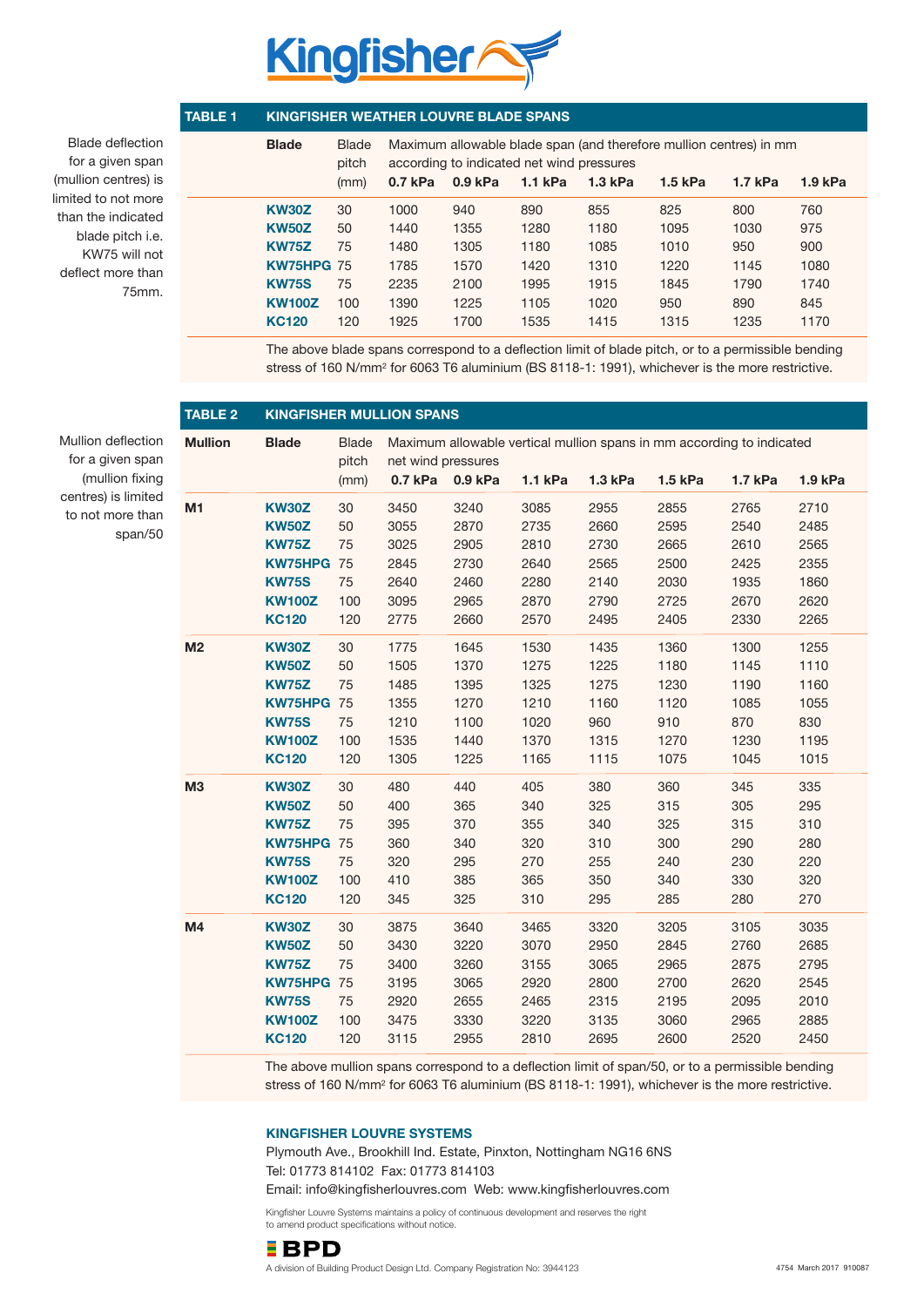Kingfisher

Blade deflection for a given span (mullion centres) is limited to not more than the indicated blade pitch i.e. KW75 will not deflect more than 75mm.

## TABLE 1 KINGFISHER WEATHER LOUVRE BLADE SPANS

| Blade | Blade pitch (mm) | Maximum allowable blade span (and therefore mullion centres) in mm according to indicated net wind pressures 0.7 kPa | 0.9 kPa | 1.1 kPa | 1.3 kPa | 1.5 kPa | 1.7 kPa | 1.9 kPa |
|---|---|---|---|---|---|---|---|---|
| **KW30Z** | 30 | 1000 | 940 | 890 | 855 | 825 | 800 | 760 |
| **KW50Z** | 50 | 1440 | 1355 | 1280 | 1180 | 1095 | 1030 | 975 |
| **KW75Z** | 75 | 1480 | 1305 | 1180 | 1085 | 1010 | 950 | 900 |
| **KW75HPG** | 75 | 1785 | 1570 | 1420 | 1310 | 1220 | 1145 | 1080 |
| **KW75S** | 75 | 2235 | 2100 | 1995 | 1915 | 1845 | 1790 | 1740 |
| **KW100Z** | 100 | 1390 | 1225 | 1105 | 1020 | 950 | 890 | 845 |
| **KC120** | 120 | 1925 | 1700 | 1535 | 1415 | 1315 | 1235 | 1170 |

The above blade spans correspond to a deflection limit of blade pitch, or to a permissible bending stress of 160 N/mm² for 6063 T6 aluminium (BS 8118-1: 1991), whichever is the more restrictive.

Mullion deflection for a given span (mullion fixing centres) is limited to not more than span/50

## TABLE 2 KINGFISHER MULLION SPANS

| Mullion | Blade | Blade pitch (mm) | Maximum allowable vertical mullion spans in mm according to indicated net wind pressures 0.7 kPa | 0.9 kPa | 1.1 kPa | 1.3 kPa | 1.5 kPa | 1.7 kPa | 1.9 kPa |
|---|---|---|---|---|---|---|---|---|---|
| **M1** | **KW30Z** | 30 | 3450 | 3240 | 3085 | 2955 | 2855 | 2765 | 2710 |
| | **KW50Z** | 50 | 3055 | 2870 | 2735 | 2660 | 2595 | 2540 | 2485 |
| | **KW75Z** | 75 | 3025 | 2905 | 2810 | 2730 | 2665 | 2610 | 2565 |
| | **KW75HPG** | 75 | 2845 | 2730 | 2640 | 2565 | 2500 | 2425 | 2355 |
| | **KW75S** | 75 | 2640 | 2460 | 2280 | 2140 | 2030 | 1935 | 1860 |
| | **KW100Z** | 100 | 3095 | 2965 | 2870 | 2790 | 2725 | 2670 | 2620 |
| | **KC120** | 120 | 2775 | 2660 | 2570 | 2495 | 2405 | 2330 | 2265 |
| **M2** | **KW30Z** | 30 | 1775 | 1645 | 1530 | 1435 | 1360 | 1300 | 1255 |
| | **KW50Z** | 50 | 1505 | 1370 | 1275 | 1225 | 1180 | 1145 | 1110 |
| | **KW75Z** | 75 | 1485 | 1395 | 1325 | 1275 | 1230 | 1190 | 1160 |
| | **KW75HPG** | 75 | 1355 | 1270 | 1210 | 1160 | 1120 | 1085 | 1055 |
| | **KW75S** | 75 | 1210 | 1100 | 1020 | 960 | 910 | 870 | 830 |
| | **KW100Z** | 100 | 1535 | 1440 | 1370 | 1315 | 1270 | 1230 | 1195 |
| | **KC120** | 120 | 1305 | 1225 | 1165 | 1115 | 1075 | 1045 | 1015 |
| **M3** | **KW30Z** | 30 | 480 | 440 | 405 | 380 | 360 | 345 | 335 |
| | **KW50Z** | 50 | 400 | 365 | 340 | 325 | 315 | 305 | 295 |
| | **KW75Z** | 75 | 395 | 370 | 355 | 340 | 325 | 315 | 310 |
| | **KW75HPG** | 75 | 360 | 340 | 320 | 310 | 300 | 290 | 280 |
| | **KW75S** | 75 | 320 | 295 | 270 | 255 | 240 | 230 | 220 |
| | **KW100Z** | 100 | 410 | 385 | 365 | 350 | 340 | 330 | 320 |
| | **KC120** | 120 | 345 | 325 | 310 | 295 | 285 | 280 | 270 |
| **M4** | **KW30Z** | 30 | 3875 | 3640 | 3465 | 3320 | 3205 | 3105 | 3035 |
| | **KW50Z** | 50 | 3430 | 3220 | 3070 | 2950 | 2845 | 2760 | 2685 |
| | **KW75Z** | 75 | 3400 | 3260 | 3155 | 3065 | 2965 | 2875 | 2795 |
| | **KW75HPG** | 75 | 3195 | 3065 | 2920 | 2800 | 2700 | 2620 | 2545 |
| | **KW75S** | 75 | 2920 | 2655 | 2465 | 2315 | 2195 | 2095 | 2010 |
| | **KW100Z** | 100 | 3475 | 3330 | 3220 | 3135 | 3060 | 2965 | 2885 |
| | **KC120** | 120 | 3115 | 2955 | 2810 | 2695 | 2600 | 2520 | 2450 |

The above mullion spans correspond to a deflection limit of span/50, or to a permissible bending stress of 160 N/mm² for 6063 T6 aluminium (BS 8118-1: 1991), whichever is the more restrictive.

**KINGFISHER LOUVRE SYSTEMS**

Plymouth Ave., Brookhill Ind. Estate, Pinxton, Nottingham NG16 6NS

Tel: 01773 814102 Fax: 01773 814103

Email: info@kingfisherlouvres.com Web: www.kingfisherlouvres.com

Kingfisher Louvre Systems maintains a policy of continuous development and reserves the right to amend product specifications without notice.

BPD

A division of Building Product Design Ltd. Company Registration No: 3944123

4754 March 2017 910087